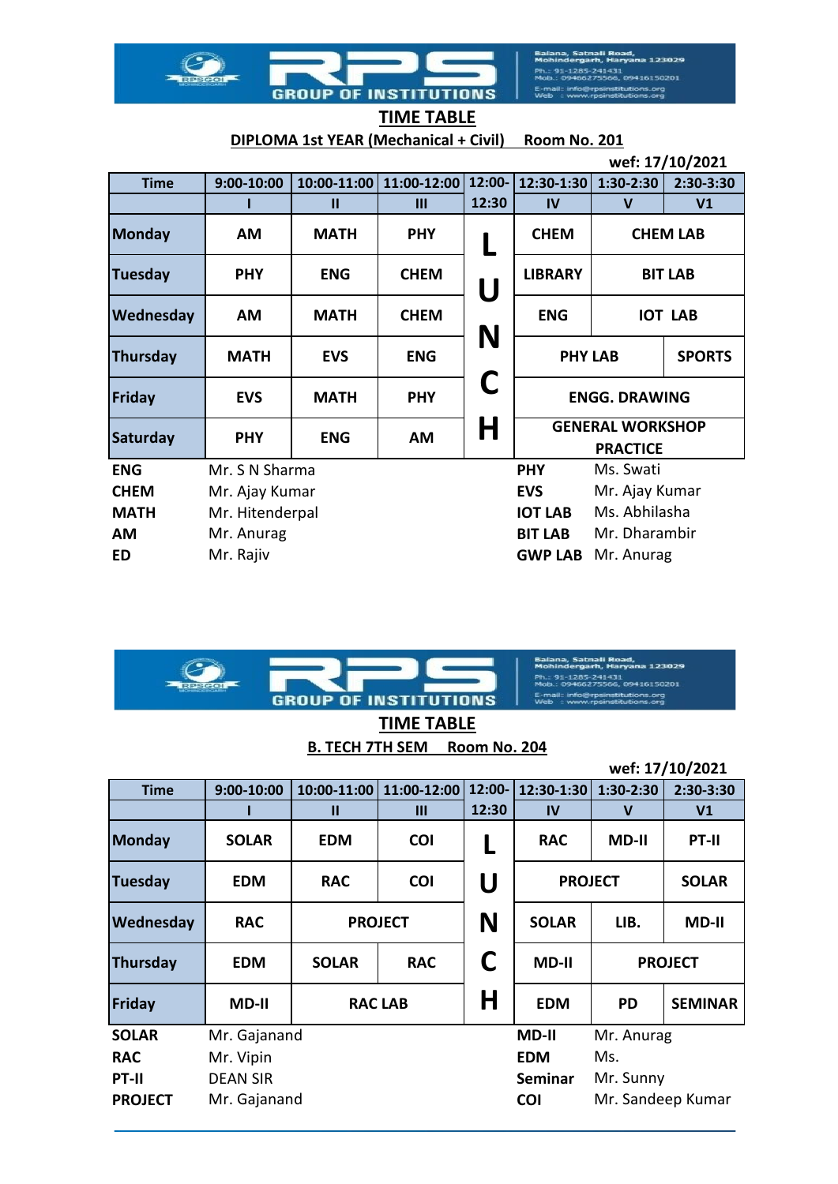**RPS GROUP OF INSTITUTIONS**

Balana, Satnali Road, Mohindergarh, Haryana 123029
Ph.: 91-1285-241431
Mob.: 09466275566, 09416150201
E-mail: info@rpsinstitutions.org
Web : www.rpsinstitutions.org

## TIME TABLE

**DIPLOMA 1st YEAR (Mechanical + Civil) Room No. 201**

**wef: 17/10/2021**

| Time | 9:00-10:00 | 10:00-11:00 | 11:00-12:00 | 12:00-12:30 | 12:30-1:30 | 1:30-2:30 | 2:30-3:30 |
|---|---|---|---|---|---|---|---|
| | I | II | III | | IV | V | V1 |
| Monday | AM | MATH | PHY | L | CHEM | CHEM LAB | |
| Tuesday | PHY | ENG | CHEM | U | LIBRARY | BIT LAB | |
| Wednesday | AM | MATH | CHEM | N | ENG | IOT LAB | |
| Thursday | MATH | EVS | ENG | C | PHY LAB | | SPORTS |
| Friday | EVS | MATH | PHY | H | ENGG. DRAWING | | |
| Saturday | PHY | ENG | AM | | GENERAL WORKSHOP PRACTICE | | |

| | | | |
|---|---|---|---|
| **ENG** | Mr. S N Sharma | **PHY** | Ms. Swati |
| **CHEM** | Mr. Ajay Kumar | **EVS** | Mr. Ajay Kumar |
| **MATH** | Mr. Hitenderpal | **IOT LAB** | Ms. Abhilasha |
| **AM** | Mr. Anurag | **BIT LAB** | Mr. Dharambir |
| **ED** | Mr. Rajiv | **GWP LAB** | Mr. Anurag |

**RPS GROUP OF INSTITUTIONS**

Balana, Satnali Road, Mohindergarh, Haryana 123029
Ph.: 91-1285-241431
Mob.: 09466275566, 09416150201
E-mail: info@rpsinstitutions.org
Web : www.rpsinstitutions.org

## TIME TABLE

**B. TECH 7TH SEM Room No. 204**

**wef: 17/10/2021**

| Time | 9:00-10:00 | 10:00-11:00 | 11:00-12:00 | 12:00-12:30 | 12:30-1:30 | 1:30-2:30 | 2:30-3:30 |
|---|---|---|---|---|---|---|---|
| | I | II | III | | IV | V | V1 |
| Monday | SOLAR | EDM | COI | L | RAC | MD-II | PT-II |
| Tuesday | EDM | RAC | COI | U | PROJECT | | SOLAR |
| Wednesday | RAC | PROJECT | | N | SOLAR | LIB. | MD-II |
| Thursday | EDM | SOLAR | RAC | C | MD-II | PROJECT | |
| Friday | MD-II | RAC LAB | | H | EDM | PD | SEMINAR |

| | | | |
|---|---|---|---|
| **SOLAR** | Mr. Gajanand | **MD-II** | Mr. Anurag |
| **RAC** | Mr. Vipin | **EDM** | Ms. |
| **PT-II** | DEAN SIR | **Seminar** | Mr. Sunny |
| **PROJECT** | Mr. Gajanand | **COI** | Mr. Sandeep Kumar |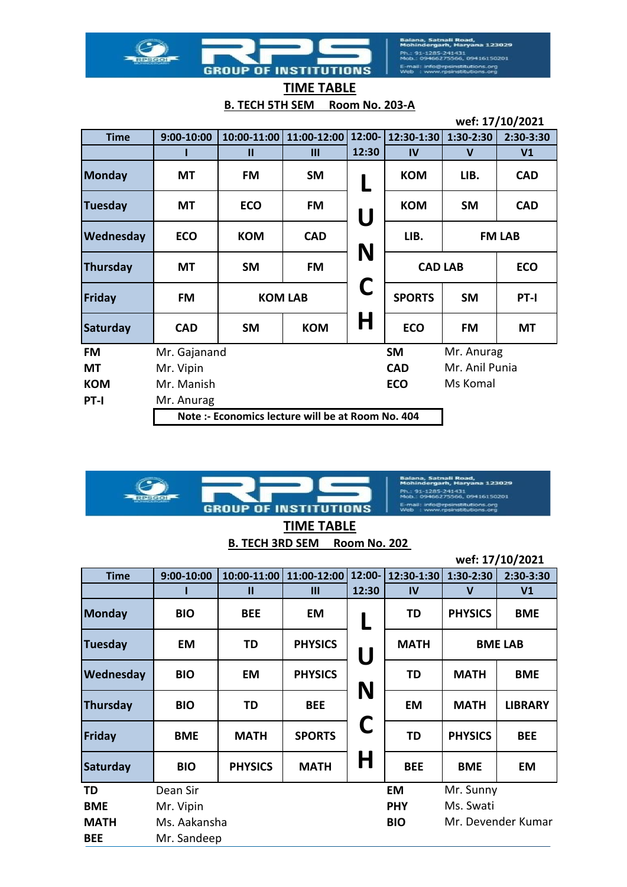RPS GROUP OF INSTITUTIONS

Balana, Satnali Road, Mohindergarh, Haryana 123029
Ph.: 91-1285-241431
Mob.: 09466275566, 09416150201
E-mail: info@rpsinstitutions.org
Web : www.rpsinstitutions.org

## TIME TABLE

**B. TECH 5TH SEM Room No. 203-A**

**wef: 17/10/2021**

| Time | 9:00-10:00 | 10:00-11:00 | 11:00-12:00 | 12:00-12:30 | 12:30-1:30 | 1:30-2:30 | 2:30-3:30 |
|---|---|---|---|---|---|---|---|
| | I | II | III | | IV | V | V1 |
| Monday | MT | FM | SM | L | KOM | LIB. | CAD |
| Tuesday | MT | ECO | FM | U | KOM | SM | CAD |
| Wednesday | ECO | KOM | CAD | N | LIB. | FM LAB | |
| Thursday | MT | SM | FM | C | CAD LAB | | ECO |
| Friday | FM | KOM LAB | | H | SPORTS | SM | PT-I |
| Saturday | CAD | SM | KOM | | ECO | FM | MT |

| | | | |
|---|---|---|---|
| FM | Mr. Gajanand | SM | Mr. Anurag |
| MT | Mr. Vipin | CAD | Mr. Anil Punia |
| KOM | Mr. Manish | ECO | Ms Komal |
| PT-I | Mr. Anurag | | |

**Note :- Economics lecture will be at Room No. 404**

RPS GROUP OF INSTITUTIONS

Balana, Satnali Road, Mohindergarh, Haryana 123029
Ph.: 91-1285-241431
Mob.: 09466275566, 09416150201
E-mail: info@rpsinstitutions.org
Web : www.rpsinstitutions.org

## TIME TABLE

**B. TECH 3RD SEM Room No. 202**

**wef: 17/10/2021**

| Time | 9:00-10:00 | 10:00-11:00 | 11:00-12:00 | 12:00-12:30 | 12:30-1:30 | 1:30-2:30 | 2:30-3:30 |
|---|---|---|---|---|---|---|---|
| | I | II | III | | IV | V | V1 |
| Monday | BIO | BEE | EM | L | TD | PHYSICS | BME |
| Tuesday | EM | TD | PHYSICS | U | MATH | BME LAB | |
| Wednesday | BIO | EM | PHYSICS | N | TD | MATH | BME |
| Thursday | BIO | TD | BEE | C | EM | MATH | LIBRARY |
| Friday | BME | MATH | SPORTS | H | TD | PHYSICS | BEE |
| Saturday | BIO | PHYSICS | MATH | | BEE | BME | EM |

| | | | |
|---|---|---|---|
| TD | Dean Sir | EM | Mr. Sunny |
| BME | Mr. Vipin | PHY | Ms. Swati |
| MATH | Ms. Aakansha | BIO | Mr. Devender Kumar |
| BEE | Mr. Sandeep | | |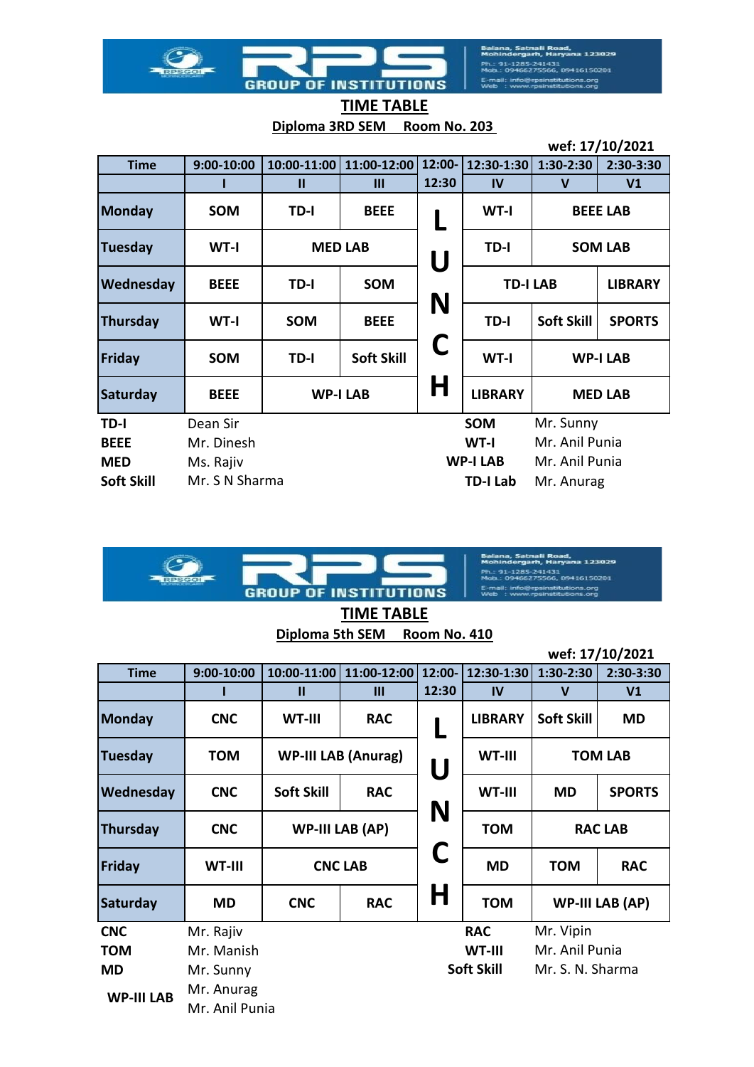GROUP OF INSTITUTIONS

Balana, Satnali Road, Mohindergarh, Haryana 123029
Ph.: 91-1285-241431
Mob.: 09466275566, 09416150201
E-mail: info@rpsinstitutions.org
Web : www.rpsinstitutions.org

## TIME TABLE

**Diploma 3RD SEM Room No. 203**

**wef: 17/10/2021**

| Time | 9:00-10:00 | 10:00-11:00 | 11:00-12:00 | 12:00-12:30 | 12:30-1:30 | 1:30-2:30 | 2:30-3:30 |
|---|---|---|---|---|---|---|---|
| | I | II | III | | IV | V | V1 |
| Monday | SOM | TD-I | BEEE | L | WT-I | BEEE LAB | |
| Tuesday | WT-I | MED LAB | | U | TD-I | SOM LAB | |
| Wednesday | BEEE | TD-I | SOM | N | TD-I LAB | | LIBRARY |
| Thursday | WT-I | SOM | BEEE | | TD-I | Soft Skill | SPORTS |
| Friday | SOM | TD-I | Soft Skill | C | WT-I | WP-I LAB | |
| Saturday | BEEE | WP-I LAB | | H | LIBRARY | MED LAB | |

| | | | |
|---|---|---|---|
| **TD-I** | Dean Sir | **SOM** | Mr. Sunny |
| **BEEE** | Mr. Dinesh | **WT-I** | Mr. Anil Punia |
| **MED** | Ms. Rajiv | **WP-I LAB** | Mr. Anil Punia |
| **Soft Skill** | Mr. S N Sharma | **TD-I Lab** | Mr. Anurag |

GROUP OF INSTITUTIONS

Balana, Satnali Road, Mohindergarh, Haryana 123029
Ph.: 91-1285-241431
Mob.: 09466275566, 09416150201
E-mail: info@rpsinstitutions.org
Web : www.rpsinstitutions.org

## TIME TABLE

**Diploma 5th SEM Room No. 410**

**wef: 17/10/2021**

| Time | 9:00-10:00 | 10:00-11:00 | 11:00-12:00 | 12:00-12:30 | 12:30-1:30 | 1:30-2:30 | 2:30-3:30 |
|---|---|---|---|---|---|---|---|
| | I | II | III | | IV | V | V1 |
| Monday | CNC | WT-III | RAC | L | LIBRARY | Soft Skill | MD |
| Tuesday | TOM | WP-III LAB (Anurag) | | U | WT-III | TOM LAB | |
| Wednesday | CNC | Soft Skill | RAC | N | WT-III | MD | SPORTS |
| Thursday | CNC | WP-III LAB (AP) | | | TOM | RAC LAB | |
| Friday | WT-III | CNC LAB | | C | MD | TOM | RAC |
| Saturday | MD | CNC | RAC | H | TOM | WP-III LAB (AP) | |

| | | | |
|---|---|---|---|
| **CNC** | Mr. Rajiv | **RAC** | Mr. Vipin |
| **TOM** | Mr. Manish | **WT-III** | Mr. Anil Punia |
| **MD** | Mr. Sunny | **Soft Skill** | Mr. S. N. Sharma |
| **WP-III LAB** | Mr. Anurag<br>Mr. Anil Punia | | |